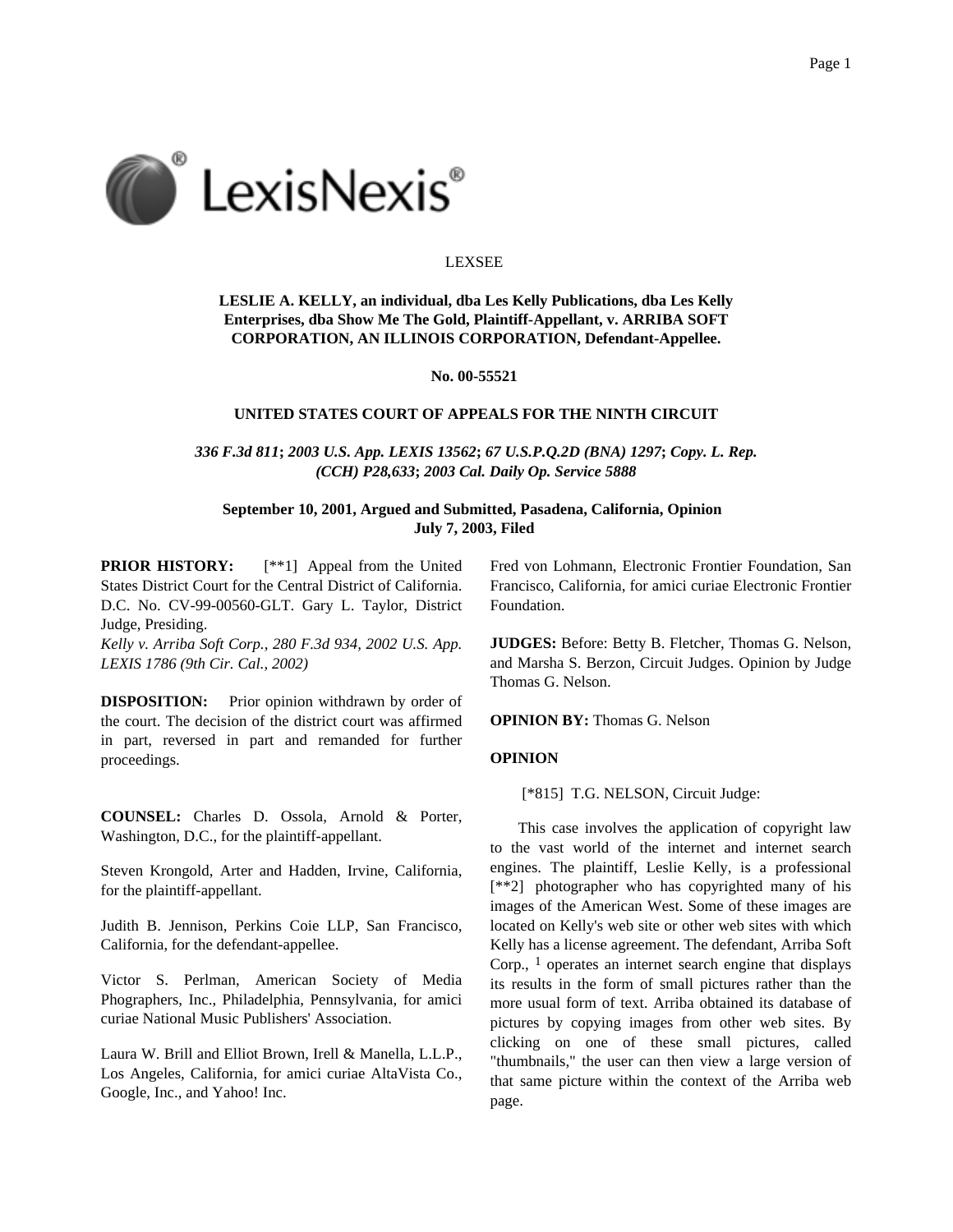LEXSEE

**LESLIE A. KELLY, an individual, dba Les Kelly Publications, dba Les Kelly Enterprises, dba Show Me The Gold, Plaintiff-Appellant, v. ARRIBA SOFT CORPORATION, AN ILLINOIS CORPORATION, Defendant-Appellee.**

**No. 00-55521**

**UNITED STATES COURT OF APPEALS FOR THE NINTH CIRCUIT**

***336 F.3d 811*; *2003 U.S. App. LEXIS 13562*; *67 U.S.P.Q.2D (BNA) 1297*; *Copy. L. Rep. (CCH) P28,633*; *2003 Cal. Daily Op. Service 5888***

**September 10, 2001, Argued and Submitted, Pasadena, California, Opinion July 7, 2003, Filed**

**PRIOR HISTORY:** [**1] Appeal from the United States District Court for the Central District of California. D.C. No. CV-99-00560-GLT. Gary L. Taylor, District Judge, Presiding.
*Kelly v. Arriba Soft Corp., 280 F.3d 934, 2002 U.S. App. LEXIS 1786 (9th Cir. Cal., 2002)*

**DISPOSITION:** Prior opinion withdrawn by order of the court. The decision of the district court was affirmed in part, reversed in part and remanded for further proceedings.

**COUNSEL:** Charles D. Ossola, Arnold & Porter, Washington, D.C., for the plaintiff-appellant.

Steven Krongold, Arter and Hadden, Irvine, California, for the plaintiff-appellant.

Judith B. Jennison, Perkins Coie LLP, San Francisco, California, for the defendant-appellee.

Victor S. Perlman, American Society of Media Phographers, Inc., Philadelphia, Pennsylvania, for amici curiae National Music Publishers' Association.

Laura W. Brill and Elliot Brown, Irell & Manella, L.L.P., Los Angeles, California, for amici curiae AltaVista Co., Google, Inc., and Yahoo! Inc.

Fred von Lohmann, Electronic Frontier Foundation, San Francisco, California, for amici curiae Electronic Frontier Foundation.

**JUDGES:** Before: Betty B. Fletcher, Thomas G. Nelson, and Marsha S. Berzon, Circuit Judges. Opinion by Judge Thomas G. Nelson.

**OPINION BY:** Thomas G. Nelson

**OPINION**

[*815] T.G. NELSON, Circuit Judge:

This case involves the application of copyright law to the vast world of the internet and internet search engines. The plaintiff, Leslie Kelly, is a professional [**2] photographer who has copyrighted many of his images of the American West. Some of these images are located on Kelly's web site or other web sites with which Kelly has a license agreement. The defendant, Arriba Soft Corp., [1] operates an internet search engine that displays its results in the form of small pictures rather than the more usual form of text. Arriba obtained its database of pictures by copying images from other web sites. By clicking on one of these small pictures, called "thumbnails," the user can then view a large version of that same picture within the context of the Arriba web page.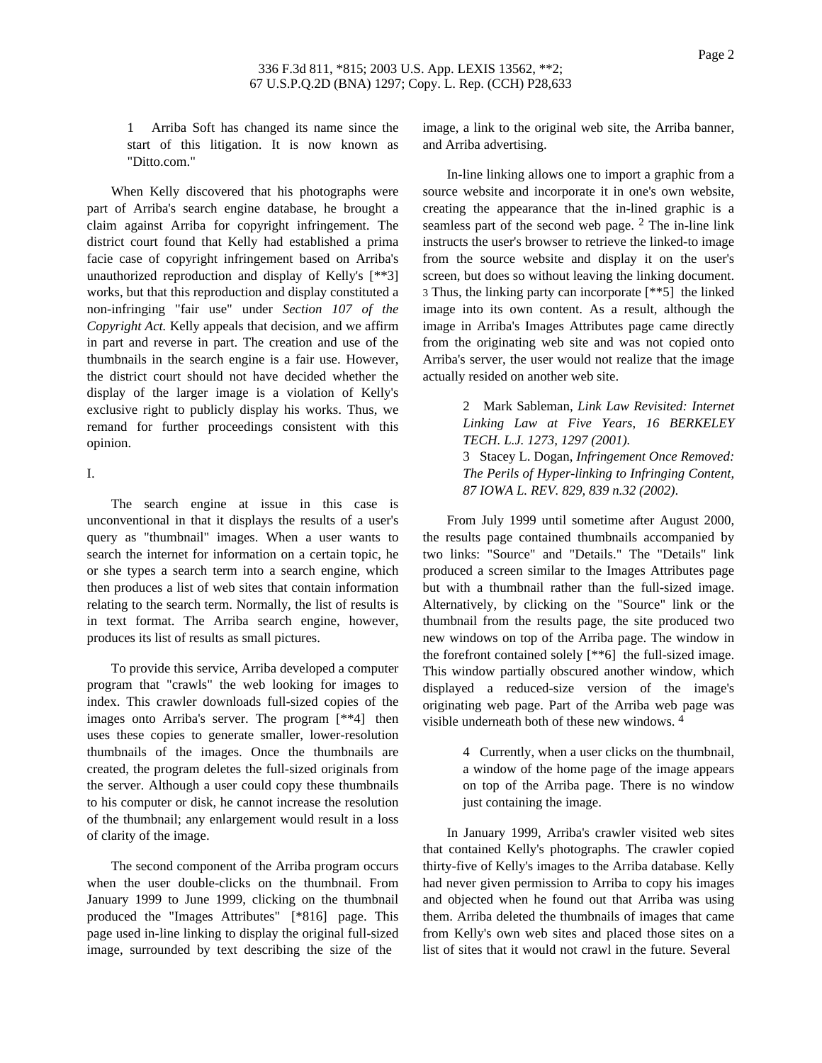1 Arriba Soft has changed its name since the start of this litigation. It is now known as "Ditto.com."

When Kelly discovered that his photographs were part of Arriba's search engine database, he brought a claim against Arriba for copyright infringement. The district court found that Kelly had established a prima facie case of copyright infringement based on Arriba's unauthorized reproduction and display of Kelly's [**3] works, but that this reproduction and display constituted a non-infringing "fair use" under *Section 107 of the Copyright Act.* Kelly appeals that decision, and we affirm in part and reverse in part. The creation and use of the thumbnails in the search engine is a fair use. However, the district court should not have decided whether the display of the larger image is a violation of Kelly's exclusive right to publicly display his works. Thus, we remand for further proceedings consistent with this opinion.

I.

The search engine at issue in this case is unconventional in that it displays the results of a user's query as "thumbnail" images. When a user wants to search the internet for information on a certain topic, he or she types a search term into a search engine, which then produces a list of web sites that contain information relating to the search term. Normally, the list of results is in text format. The Arriba search engine, however, produces its list of results as small pictures.

To provide this service, Arriba developed a computer program that "crawls" the web looking for images to index. This crawler downloads full-sized copies of the images onto Arriba's server. The program [**4] then uses these copies to generate smaller, lower-resolution thumbnails of the images. Once the thumbnails are created, the program deletes the full-sized originals from the server. Although a user could copy these thumbnails to his computer or disk, he cannot increase the resolution of the thumbnail; any enlargement would result in a loss of clarity of the image.

The second component of the Arriba program occurs when the user double-clicks on the thumbnail. From January 1999 to June 1999, clicking on the thumbnail produced the "Images Attributes" [*816] page. This page used in-line linking to display the original full-sized image, surrounded by text describing the size of the image, a link to the original web site, the Arriba banner, and Arriba advertising.

In-line linking allows one to import a graphic from a source website and incorporate it in one's own website, creating the appearance that the in-lined graphic is a seamless part of the second web page. [2] The in-line link instructs the user's browser to retrieve the linked-to image from the source website and display it on the user's screen, but does so without leaving the linking document. [3] Thus, the linking party can incorporate [**5] the linked image into its own content. As a result, although the image in Arriba's Images Attributes page came directly from the originating web site and was not copied onto Arriba's server, the user would not realize that the image actually resided on another web site.

2 Mark Sableman, *Link Law Revisited: Internet Linking Law at Five Years, 16 BERKELEY TECH. L.J. 1273, 1297 (2001).*

3 Stacey L. Dogan, *Infringement Once Removed: The Perils of Hyper-linking to Infringing Content, 87 IOWA L. REV. 829, 839 n.32 (2002).*

From July 1999 until sometime after August 2000, the results page contained thumbnails accompanied by two links: "Source" and "Details." The "Details" link produced a screen similar to the Images Attributes page but with a thumbnail rather than the full-sized image. Alternatively, by clicking on the "Source" link or the thumbnail from the results page, the site produced two new windows on top of the Arriba page. The window in the forefront contained solely [**6] the full-sized image. This window partially obscured another window, which displayed a reduced-size version of the image's originating web page. Part of the Arriba web page was visible underneath both of these new windows. [4]

4 Currently, when a user clicks on the thumbnail, a window of the home page of the image appears on top of the Arriba page. There is no window just containing the image.

In January 1999, Arriba's crawler visited web sites that contained Kelly's photographs. The crawler copied thirty-five of Kelly's images to the Arriba database. Kelly had never given permission to Arriba to copy his images and objected when he found out that Arriba was using them. Arriba deleted the thumbnails of images that came from Kelly's own web sites and placed those sites on a list of sites that it would not crawl in the future. Several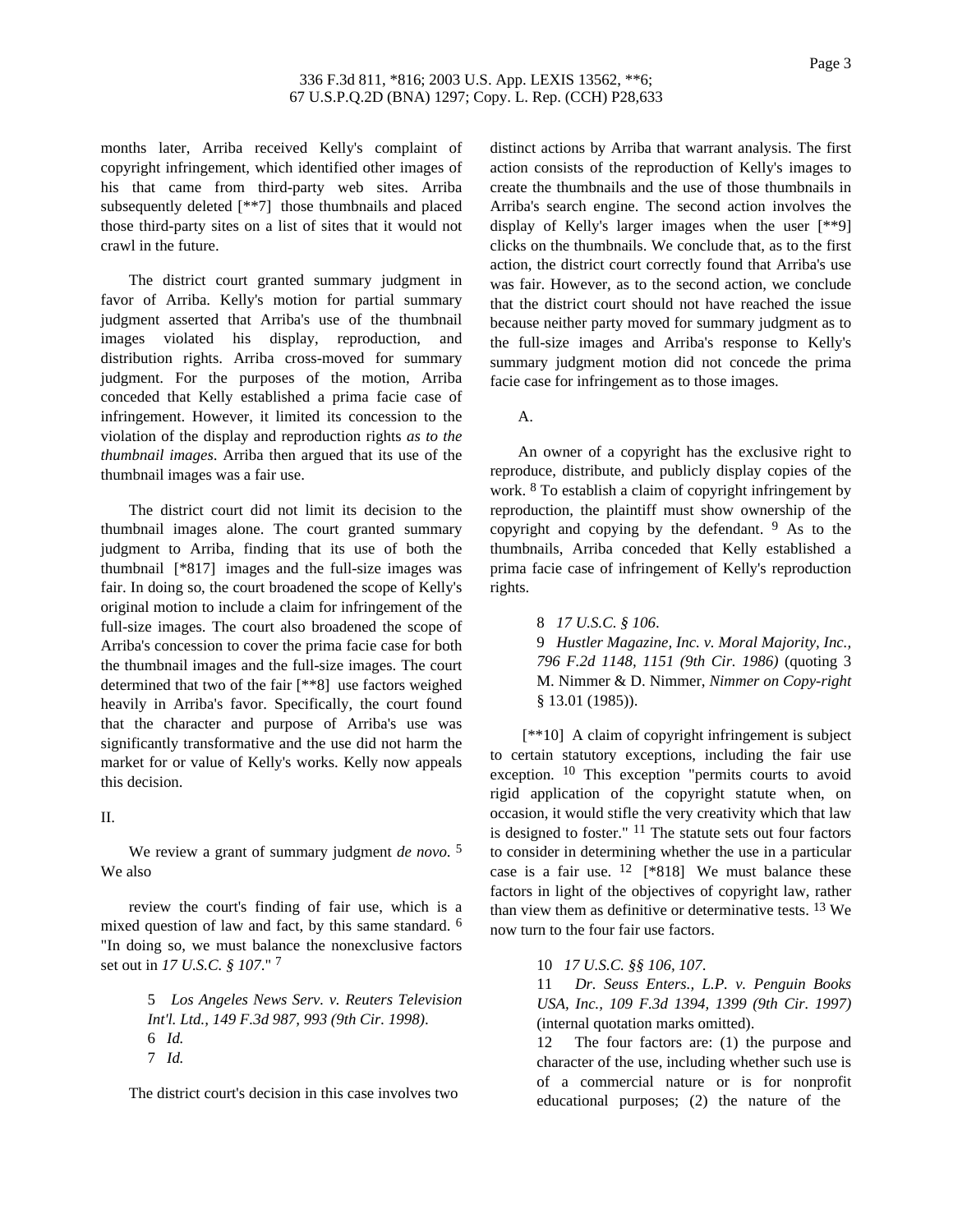months later, Arriba received Kelly's complaint of copyright infringement, which identified other images of his that came from third-party web sites. Arriba subsequently deleted [**7] those thumbnails and placed those third-party sites on a list of sites that it would not crawl in the future.

The district court granted summary judgment in favor of Arriba. Kelly's motion for partial summary judgment asserted that Arriba's use of the thumbnail images violated his display, reproduction, and distribution rights. Arriba cross-moved for summary judgment. For the purposes of the motion, Arriba conceded that Kelly established a prima facie case of infringement. However, it limited its concession to the violation of the display and reproduction rights *as to the thumbnail images*. Arriba then argued that its use of the thumbnail images was a fair use.

The district court did not limit its decision to the thumbnail images alone. The court granted summary judgment to Arriba, finding that its use of both the thumbnail [*817] images and the full-size images was fair. In doing so, the court broadened the scope of Kelly's original motion to include a claim for infringement of the full-size images. The court also broadened the scope of Arriba's concession to cover the prima facie case for both the thumbnail images and the full-size images. The court determined that two of the fair [**8] use factors weighed heavily in Arriba's favor. Specifically, the court found that the character and purpose of Arriba's use was significantly transformative and the use did not harm the market for or value of Kelly's works. Kelly now appeals this decision.

II.

We review a grant of summary judgment *de novo*. [5] We also

review the court's finding of fair use, which is a mixed question of law and fact, by this same standard. [6] "In doing so, we must balance the nonexclusive factors set out in *17 U.S.C. § 107*." [7]

5 *Los Angeles News Serv. v. Reuters Television Int'l. Ltd., 149 F.3d 987, 993 (9th Cir. 1998)*.
6 *Id.*
7 *Id.*

The district court's decision in this case involves two distinct actions by Arriba that warrant analysis. The first action consists of the reproduction of Kelly's images to create the thumbnails and the use of those thumbnails in Arriba's search engine. The second action involves the display of Kelly's larger images when the user [**9] clicks on the thumbnails. We conclude that, as to the first action, the district court correctly found that Arriba's use was fair. However, as to the second action, we conclude that the district court should not have reached the issue because neither party moved for summary judgment as to the full-size images and Arriba's response to Kelly's summary judgment motion did not concede the prima facie case for infringement as to those images.

A.

An owner of a copyright has the exclusive right to reproduce, distribute, and publicly display copies of the work. [8] To establish a claim of copyright infringement by reproduction, the plaintiff must show ownership of the copyright and copying by the defendant. [9] As to the thumbnails, Arriba conceded that Kelly established a prima facie case of infringement of Kelly's reproduction rights.

8 *17 U.S.C. § 106*.
9 *Hustler Magazine, Inc. v. Moral Majority, Inc., 796 F.2d 1148, 1151 (9th Cir. 1986)* (quoting 3 M. Nimmer & D. Nimmer, *Nimmer on Copy-right* § 13.01 (1985)).

[**10] A claim of copyright infringement is subject to certain statutory exceptions, including the fair use exception. [10] This exception "permits courts to avoid rigid application of the copyright statute when, on occasion, it would stifle the very creativity which that law is designed to foster." [11] The statute sets out four factors to consider in determining whether the use in a particular case is a fair use. [12] [*818] We must balance these factors in light of the objectives of copyright law, rather than view them as definitive or determinative tests. [13] We now turn to the four fair use factors.

10 *17 U.S.C. §§ 106, 107*.
11 *Dr. Seuss Enters., L.P. v. Penguin Books USA, Inc., 109 F.3d 1394, 1399 (9th Cir. 1997)* (internal quotation marks omitted).
12 The four factors are: (1) the purpose and character of the use, including whether such use is of a commercial nature or is for nonprofit educational purposes; (2) the nature of the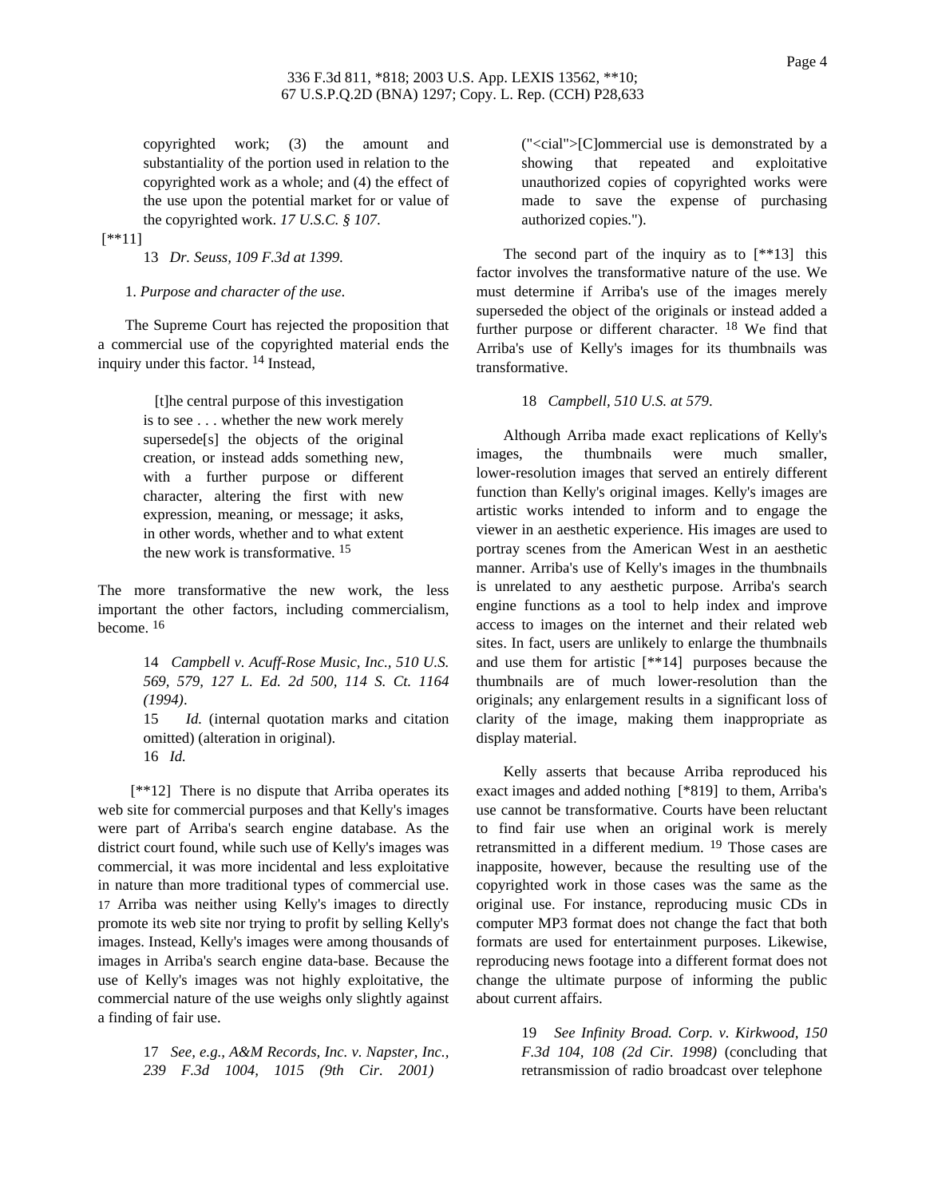copyrighted work; (3) the amount and substantiality of the portion used in relation to the copyrighted work as a whole; and (4) the effect of the use upon the potential market for or value of the copyrighted work. *17 U.S.C. § 107*.

[**11]

13 *Dr. Seuss, 109 F.3d at 1399*.

1. *Purpose and character of the use*.

The Supreme Court has rejected the proposition that a commercial use of the copyrighted material ends the inquiry under this factor. [14] Instead,

> [t]he central purpose of this investigation is to see . . . whether the new work merely supersede[s] the objects of the original creation, or instead adds something new, with a further purpose or different character, altering the first with new expression, meaning, or message; it asks, in other words, whether and to what extent the new work is transformative. [15]

The more transformative the new work, the less important the other factors, including commercialism, become. [16]

14 *Campbell v. Acuff-Rose Music, Inc., 510 U.S. 569, 579, 127 L. Ed. 2d 500, 114 S. Ct. 1164 (1994)*.

15 *Id.* (internal quotation marks and citation omitted) (alteration in original).

16 *Id.*

[**12] There is no dispute that Arriba operates its web site for commercial purposes and that Kelly's images were part of Arriba's search engine database. As the district court found, while such use of Kelly's images was commercial, it was more incidental and less exploitative in nature than more traditional types of commercial use. [17] Arriba was neither using Kelly's images to directly promote its web site nor trying to profit by selling Kelly's images. Instead, Kelly's images were among thousands of images in Arriba's search engine data-base. Because the use of Kelly's images was not highly exploitative, the commercial nature of the use weighs only slightly against a finding of fair use.

17 *See, e.g., A&M Records, Inc. v. Napster, Inc., 239 F.3d 1004, 1015 (9th Cir. 2001)* ("<cial">[C]ommercial use is demonstrated by a showing that repeated and exploitative unauthorized copies of copyrighted works were made to save the expense of purchasing authorized copies.").

The second part of the inquiry as to [**13] this factor involves the transformative nature of the use. We must determine if Arriba's use of the images merely superseded the object of the originals or instead added a further purpose or different character. [18] We find that Arriba's use of Kelly's images for its thumbnails was transformative.

18 *Campbell, 510 U.S. at 579*.

Although Arriba made exact replications of Kelly's images, the thumbnails were much smaller, lower-resolution images that served an entirely different function than Kelly's original images. Kelly's images are artistic works intended to inform and to engage the viewer in an aesthetic experience. His images are used to portray scenes from the American West in an aesthetic manner. Arriba's use of Kelly's images in the thumbnails is unrelated to any aesthetic purpose. Arriba's search engine functions as a tool to help index and improve access to images on the internet and their related web sites. In fact, users are unlikely to enlarge the thumbnails and use them for artistic [**14] purposes because the thumbnails are of much lower-resolution than the originals; any enlargement results in a significant loss of clarity of the image, making them inappropriate as display material.

Kelly asserts that because Arriba reproduced his exact images and added nothing [*819] to them, Arriba's use cannot be transformative. Courts have been reluctant to find fair use when an original work is merely retransmitted in a different medium. [19] Those cases are inapposite, however, because the resulting use of the copyrighted work in those cases was the same as the original use. For instance, reproducing music CDs in computer MP3 format does not change the fact that both formats are used for entertainment purposes. Likewise, reproducing news footage into a different format does not change the ultimate purpose of informing the public about current affairs.

19 *See Infinity Broad. Corp. v. Kirkwood, 150 F.3d 104, 108 (2d Cir. 1998)* (concluding that retransmission of radio broadcast over telephone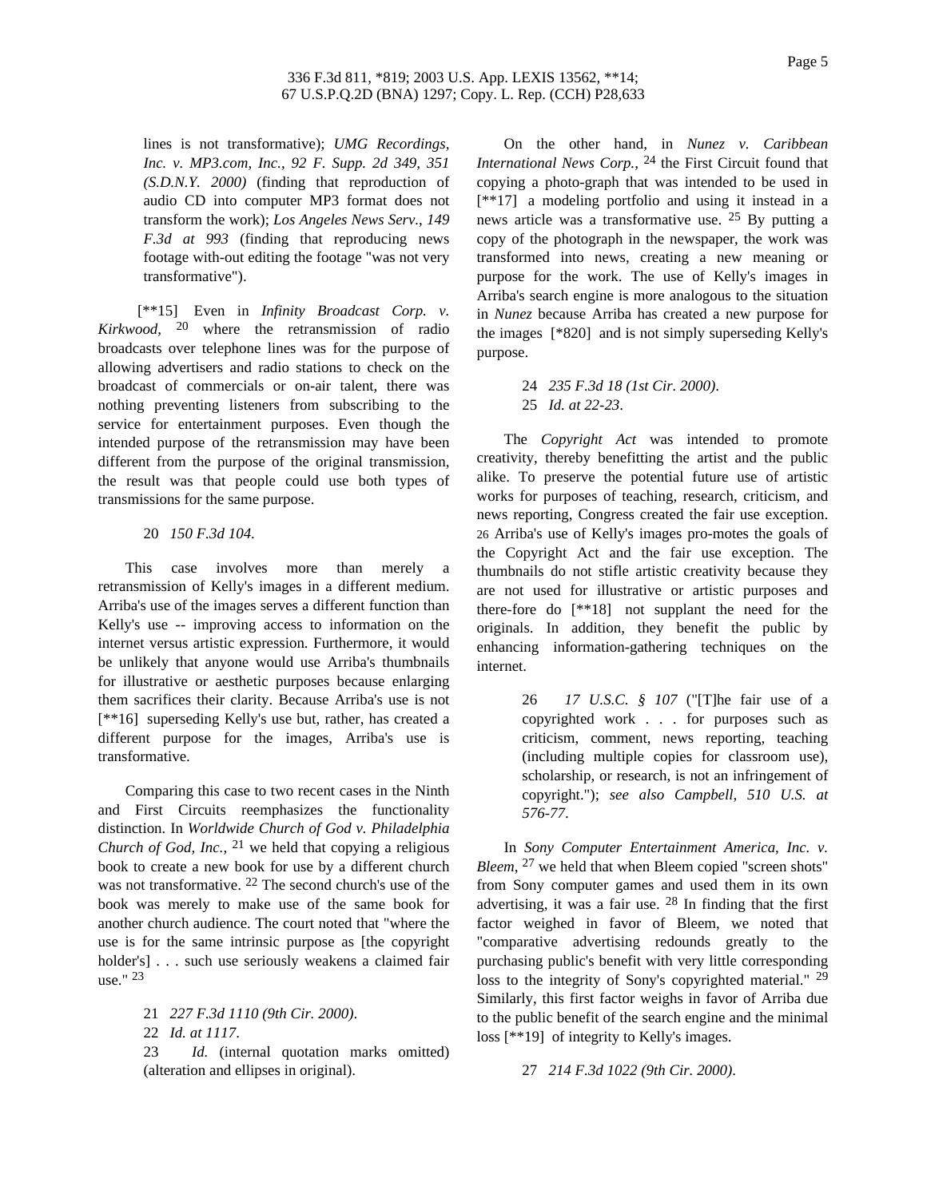lines is not transformative); *UMG Recordings, Inc. v. MP3.com, Inc., 92 F. Supp. 2d 349, 351 (S.D.N.Y. 2000)* (finding that reproduction of audio CD into computer MP3 format does not transform the work); *Los Angeles News Serv., 149 F.3d at 993* (finding that reproducing news footage with-out editing the footage "was not very transformative").

[**15] Even in *Infinity Broadcast Corp. v. Kirkwood*, [20] where the retransmission of radio broadcasts over telephone lines was for the purpose of allowing advertisers and radio stations to check on the broadcast of commercials or on-air talent, there was nothing preventing listeners from subscribing to the service for entertainment purposes. Even though the intended purpose of the retransmission may have been different from the purpose of the original transmission, the result was that people could use both types of transmissions for the same purpose.

20 *150 F.3d 104*.

This case involves more than merely a retransmission of Kelly's images in a different medium. Arriba's use of the images serves a different function than Kelly's use -- improving access to information on the internet versus artistic expression. Furthermore, it would be unlikely that anyone would use Arriba's thumbnails for illustrative or aesthetic purposes because enlarging them sacrifices their clarity. Because Arriba's use is not [**16] superseding Kelly's use but, rather, has created a different purpose for the images, Arriba's use is transformative.

Comparing this case to two recent cases in the Ninth and First Circuits reemphasizes the functionality distinction. In *Worldwide Church of God v. Philadelphia Church of God, Inc.*, [21] we held that copying a religious book to create a new book for use by a different church was not transformative. [22] The second church's use of the book was merely to make use of the same book for another church audience. The court noted that "where the use is for the same intrinsic purpose as [the copyright holder's] . . . such use seriously weakens a claimed fair use." [23]

21 *227 F.3d 1110 (9th Cir. 2000)*.
22 *Id. at 1117*.
23 *Id.* (internal quotation marks omitted) (alteration and ellipses in original).

On the other hand, in *Nunez v. Caribbean International News Corp.*, [24] the First Circuit found that copying a photo-graph that was intended to be used in [**17] a modeling portfolio and using it instead in a news article was a transformative use. [25] By putting a copy of the photograph in the newspaper, the work was transformed into news, creating a new meaning or purpose for the work. The use of Kelly's images in Arriba's search engine is more analogous to the situation in *Nunez* because Arriba has created a new purpose for the images [*820] and is not simply superseding Kelly's purpose.

24 *235 F.3d 18 (1st Cir. 2000)*.
25 *Id. at 22-23*.

The *Copyright Act* was intended to promote creativity, thereby benefitting the artist and the public alike. To preserve the potential future use of artistic works for purposes of teaching, research, criticism, and news reporting, Congress created the fair use exception. [26] Arriba's use of Kelly's images pro-motes the goals of the Copyright Act and the fair use exception. The thumbnails do not stifle artistic creativity because they are not used for illustrative or artistic purposes and there-fore do [**18] not supplant the need for the originals. In addition, they benefit the public by enhancing information-gathering techniques on the internet.

26 *17 U.S.C. § 107* ("[T]he fair use of a copyrighted work . . . for purposes such as criticism, comment, news reporting, teaching (including multiple copies for classroom use), scholarship, or research, is not an infringement of copyright."); *see also Campbell, 510 U.S. at 576-77*.

In *Sony Computer Entertainment America, Inc. v. Bleem*, [27] we held that when Bleem copied "screen shots" from Sony computer games and used them in its own advertising, it was a fair use. [28] In finding that the first factor weighed in favor of Bleem, we noted that "comparative advertising redounds greatly to the purchasing public's benefit with very little corresponding loss to the integrity of Sony's copyrighted material." [29] Similarly, this first factor weighs in favor of Arriba due to the public benefit of the search engine and the minimal loss [**19] of integrity to Kelly's images.

27 *214 F.3d 1022 (9th Cir. 2000)*.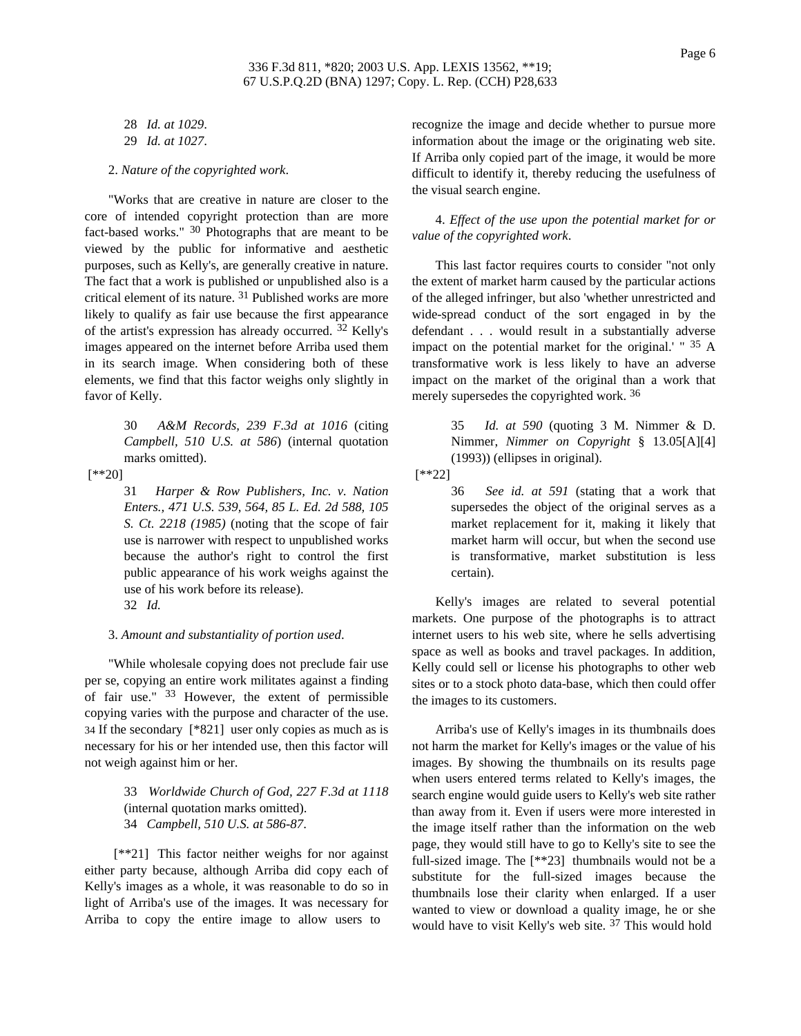28 *Id. at 1029*.

29 *Id. at 1027*.

2. *Nature of the copyrighted work*.

"Works that are creative in nature are closer to the core of intended copyright protection than are more fact-based works." [30] Photographs that are meant to be viewed by the public for informative and aesthetic purposes, such as Kelly's, are generally creative in nature. The fact that a work is published or unpublished also is a critical element of its nature. [31] Published works are more likely to qualify as fair use because the first appearance of the artist's expression has already occurred. [32] Kelly's images appeared on the internet before Arriba used them in its search image. When considering both of these elements, we find that this factor weighs only slightly in favor of Kelly.

> 30 *A&M Records, 239 F.3d at 1016* (citing *Campbell, 510 U.S. at 586*) (internal quotation marks omitted).

[**20]

> 31 *Harper & Row Publishers, Inc. v. Nation Enters., 471 U.S. 539, 564, 85 L. Ed. 2d 588, 105 S. Ct. 2218 (1985)* (noting that the scope of fair use is narrower with respect to unpublished works because the author's right to control the first public appearance of his work weighs against the use of his work before its release).
>
> 32 *Id.*

3. *Amount and substantiality of portion used*.

"While wholesale copying does not preclude fair use per se, copying an entire work militates against a finding of fair use." [33] However, the extent of permissible copying varies with the purpose and character of the use. [34] If the secondary [*821] user only copies as much as is necessary for his or her intended use, then this factor will not weigh against him or her.

> 33 *Worldwide Church of God, 227 F.3d at 1118* (internal quotation marks omitted).
>
> 34 *Campbell, 510 U.S. at 586-87*.

[**21] This factor neither weighs for nor against either party because, although Arriba did copy each of Kelly's images as a whole, it was reasonable to do so in light of Arriba's use of the images. It was necessary for Arriba to copy the entire image to allow users to recognize the image and decide whether to pursue more information about the image or the originating web site. If Arriba only copied part of the image, it would be more difficult to identify it, thereby reducing the usefulness of the visual search engine.

4. *Effect of the use upon the potential market for or value of the copyrighted work*.

This last factor requires courts to consider "not only the extent of market harm caused by the particular actions of the alleged infringer, but also 'whether unrestricted and wide-spread conduct of the sort engaged in by the defendant . . . would result in a substantially adverse impact on the potential market for the original.' " [35] A transformative work is less likely to have an adverse impact on the market of the original than a work that merely supersedes the copyrighted work. [36]

> 35 *Id. at 590* (quoting 3 M. Nimmer & D. Nimmer, *Nimmer on Copyright* § 13.05[A][4] (1993)) (ellipses in original).

[**22]

> 36 *See id. at 591* (stating that a work that supersedes the object of the original serves as a market replacement for it, making it likely that market harm will occur, but when the second use is transformative, market substitution is less certain).

Kelly's images are related to several potential markets. One purpose of the photographs is to attract internet users to his web site, where he sells advertising space as well as books and travel packages. In addition, Kelly could sell or license his photographs to other web sites or to a stock photo data-base, which then could offer the images to its customers.

Arriba's use of Kelly's images in its thumbnails does not harm the market for Kelly's images or the value of his images. By showing the thumbnails on its results page when users entered terms related to Kelly's images, the search engine would guide users to Kelly's web site rather than away from it. Even if users were more interested in the image itself rather than the information on the web page, they would still have to go to Kelly's site to see the full-sized image. The [**23] thumbnails would not be a substitute for the full-sized images because the thumbnails lose their clarity when enlarged. If a user wanted to view or download a quality image, he or she would have to visit Kelly's web site. [37] This would hold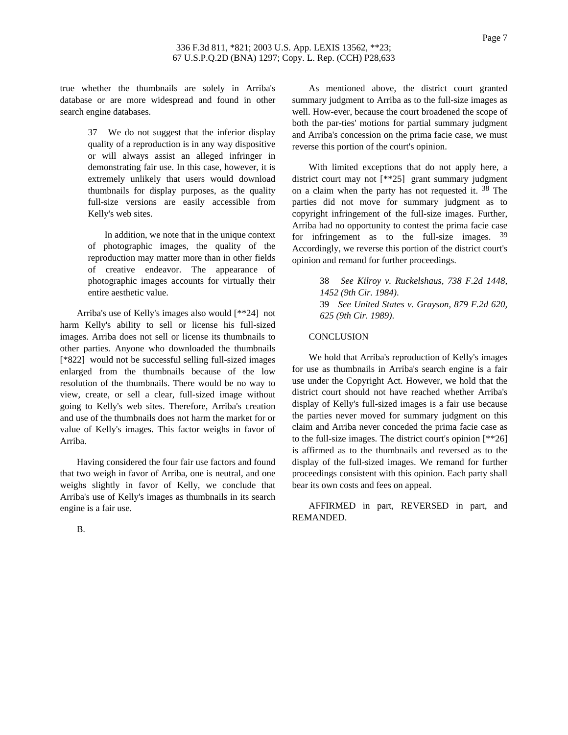true whether the thumbnails are solely in Arriba's database or are more widespread and found in other search engine databases.

> 37 We do not suggest that the inferior display quality of a reproduction is in any way dispositive or will always assist an alleged infringer in demonstrating fair use. In this case, however, it is extremely unlikely that users would download thumbnails for display purposes, as the quality full-size versions are easily accessible from Kelly's web sites.
>
> In addition, we note that in the unique context of photographic images, the quality of the reproduction may matter more than in other fields of creative endeavor. The appearance of photographic images accounts for virtually their entire aesthetic value.

Arriba's use of Kelly's images also would [**24] not harm Kelly's ability to sell or license his full-sized images. Arriba does not sell or license its thumbnails to other parties. Anyone who downloaded the thumbnails [*822] would not be successful selling full-sized images enlarged from the thumbnails because of the low resolution of the thumbnails. There would be no way to view, create, or sell a clear, full-sized image without going to Kelly's web sites. Therefore, Arriba's creation and use of the thumbnails does not harm the market for or value of Kelly's images. This factor weighs in favor of Arriba.

Having considered the four fair use factors and found that two weigh in favor of Arriba, one is neutral, and one weighs slightly in favor of Kelly, we conclude that Arriba's use of Kelly's images as thumbnails in its search engine is a fair use.

B.

As mentioned above, the district court granted summary judgment to Arriba as to the full-size images as well. How-ever, because the court broadened the scope of both the par-ties' motions for partial summary judgment and Arriba's concession on the prima facie case, we must reverse this portion of the court's opinion.

With limited exceptions that do not apply here, a district court may not [**25] grant summary judgment on a claim when the party has not requested it. [38] The parties did not move for summary judgment as to copyright infringement of the full-size images. Further, Arriba had no opportunity to contest the prima facie case for infringement as to the full-size images. [39] Accordingly, we reverse this portion of the district court's opinion and remand for further proceedings.

> 38 *See Kilroy v. Ruckelshaus, 738 F.2d 1448, 1452 (9th Cir. 1984).*
>
> 39 *See United States v. Grayson, 879 F.2d 620, 625 (9th Cir. 1989).*

CONCLUSION

We hold that Arriba's reproduction of Kelly's images for use as thumbnails in Arriba's search engine is a fair use under the Copyright Act. However, we hold that the district court should not have reached whether Arriba's display of Kelly's full-sized images is a fair use because the parties never moved for summary judgment on this claim and Arriba never conceded the prima facie case as to the full-size images. The district court's opinion [**26] is affirmed as to the thumbnails and reversed as to the display of the full-sized images. We remand for further proceedings consistent with this opinion. Each party shall bear its own costs and fees on appeal.

AFFIRMED in part, REVERSED in part, and REMANDED.